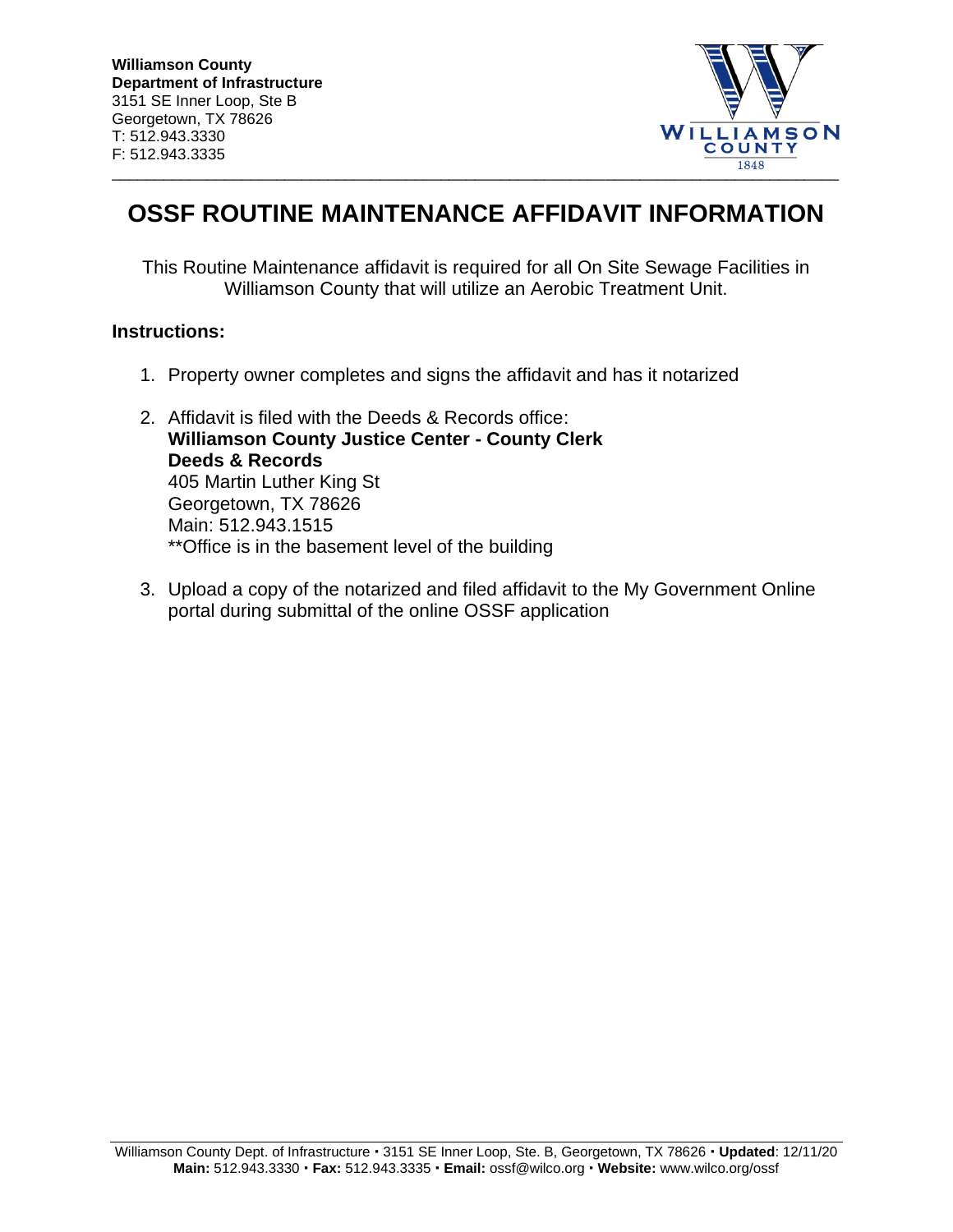**Williamson County**
**Department of Infrastructure**
3151 SE Inner Loop, Ste B
Georgetown, TX 78626
T: 512.943.3330
F: 512.943.3335

# OSSF ROUTINE MAINTENANCE AFFIDAVIT INFORMATION

This Routine Maintenance affidavit is required for all On Site Sewage Facilities in Williamson County that will utilize an Aerobic Treatment Unit.

**Instructions:**

1. Property owner completes and signs the affidavit and has it notarized

2. Affidavit is filed with the Deeds & Records office:
   **Williamson County Justice Center - County Clerk**
   **Deeds & Records**
   405 Martin Luther King St
   Georgetown, TX 78626
   Main: 512.943.1515
   **Office is in the basement level of the building

3. Upload a copy of the notarized and filed affidavit to the My Government Online portal during submittal of the online OSSF application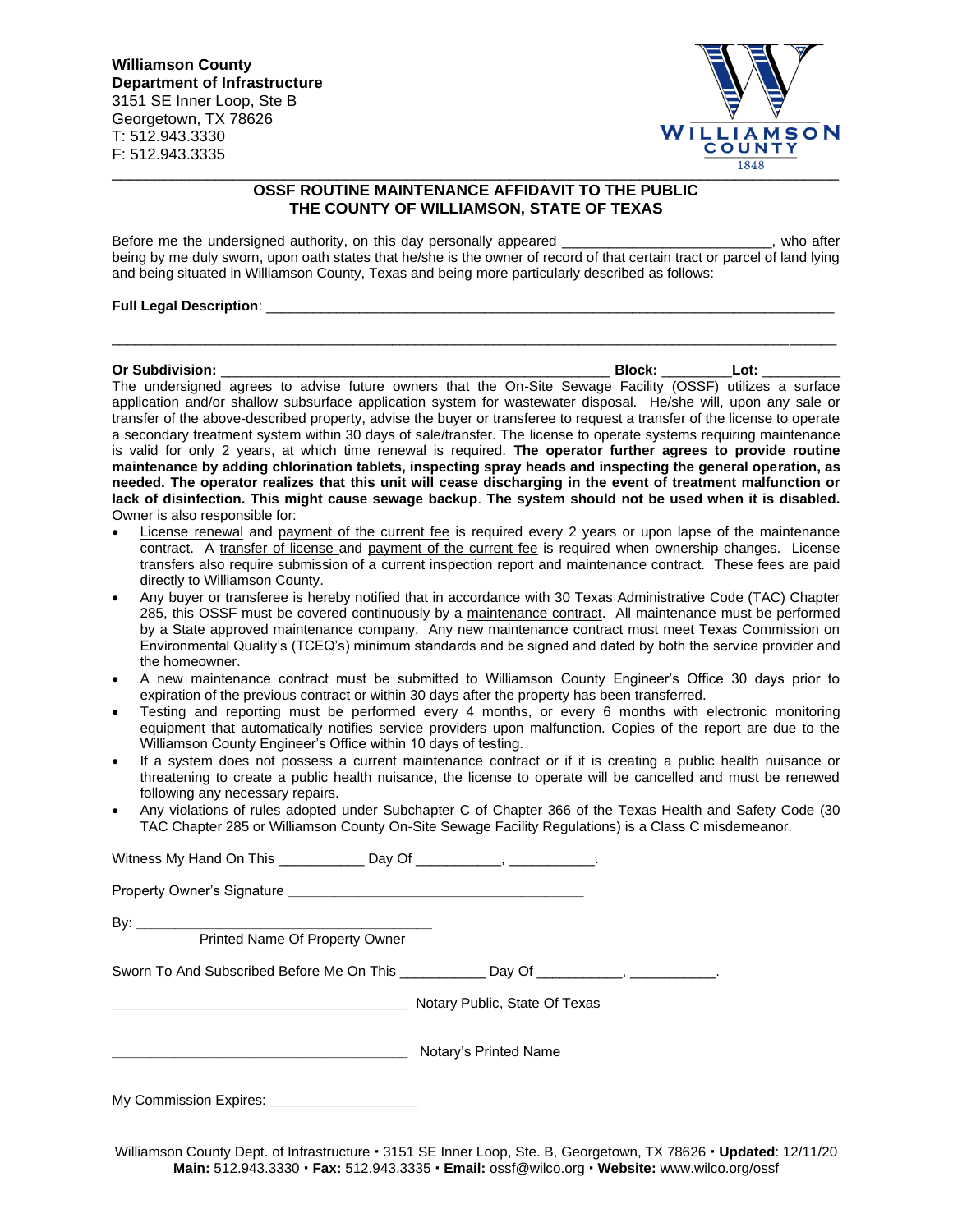**Williamson County**
**Department of Infrastructure**
3151 SE Inner Loop, Ste B
Georgetown, TX 78626
T: 512.943.3330
F: 512.943.3335

## OSSF ROUTINE MAINTENANCE AFFIDAVIT TO THE PUBLIC
## THE COUNTY OF WILLIAMSON, STATE OF TEXAS

Before me the undersigned authority, on this day personally appeared ___________________________, who after being by me duly sworn, upon oath states that he/she is the owner of record of that certain tract or parcel of land lying and being situated in Williamson County, Texas and being more particularly described as follows:

**Full Legal Description**: ______________________________________________________________________________

______________________________________________________________________________________________

**Or Subdivision:** ___________________________________________________ **Block:** _________**Lot:** __________

The undersigned agrees to advise future owners that the On-Site Sewage Facility (OSSF) utilizes a surface application and/or shallow subsurface application system for wastewater disposal. He/she will, upon any sale or transfer of the above-described property, advise the buyer or transferee to request a transfer of the license to operate a secondary treatment system within 30 days of sale/transfer. The license to operate systems requiring maintenance is valid for only 2 years, at which time renewal is required. **The operator further agrees to provide routine maintenance by adding chlorination tablets, inspecting spray heads and inspecting the general operation, as needed. The operator realizes that this unit will cease discharging in the event of treatment malfunction or lack of disinfection. This might cause sewage backup**. **The system should not be used when it is disabled.** Owner is also responsible for:

- License renewal and payment of the current fee is required every 2 years or upon lapse of the maintenance contract. A transfer of license and payment of the current fee is required when ownership changes. License transfers also require submission of a current inspection report and maintenance contract. These fees are paid directly to Williamson County.
- Any buyer or transferee is hereby notified that in accordance with 30 Texas Administrative Code (TAC) Chapter 285, this OSSF must be covered continuously by a maintenance contract. All maintenance must be performed by a State approved maintenance company. Any new maintenance contract must meet Texas Commission on Environmental Quality's (TCEQ's) minimum standards and be signed and dated by both the service provider and the homeowner.
- A new maintenance contract must be submitted to Williamson County Engineer's Office 30 days prior to expiration of the previous contract or within 30 days after the property has been transferred.
- Testing and reporting must be performed every 4 months, or every 6 months with electronic monitoring equipment that automatically notifies service providers upon malfunction. Copies of the report are due to the Williamson County Engineer's Office within 10 days of testing.
- If a system does not possess a current maintenance contract or if it is creating a public health nuisance or threatening to create a public health nuisance, the license to operate will be cancelled and must be renewed following any necessary repairs.
- Any violations of rules adopted under Subchapter C of Chapter 366 of the Texas Health and Safety Code (30 TAC Chapter 285 or Williamson County On-Site Sewage Facility Regulations) is a Class C misdemeanor.

Witness My Hand On This ___________ Day Of ___________, ___________.

Property Owner's Signature ______________________________________

By: ______________________________________
Printed Name Of Property Owner

Sworn To And Subscribed Before Me On This ___________ Day Of ___________, ___________.

______________________________________ Notary Public, State Of Texas

______________________________________ Notary's Printed Name

My Commission Expires: ___________________

Williamson County Dept. of Infrastructure • 3151 SE Inner Loop, Ste. B, Georgetown, TX 78626 • **Updated**: 12/11/20
**Main:** 512.943.3330 • **Fax:** 512.943.3335 • **Email:** ossf@wilco.org • **Website:** www.wilco.org/ossf